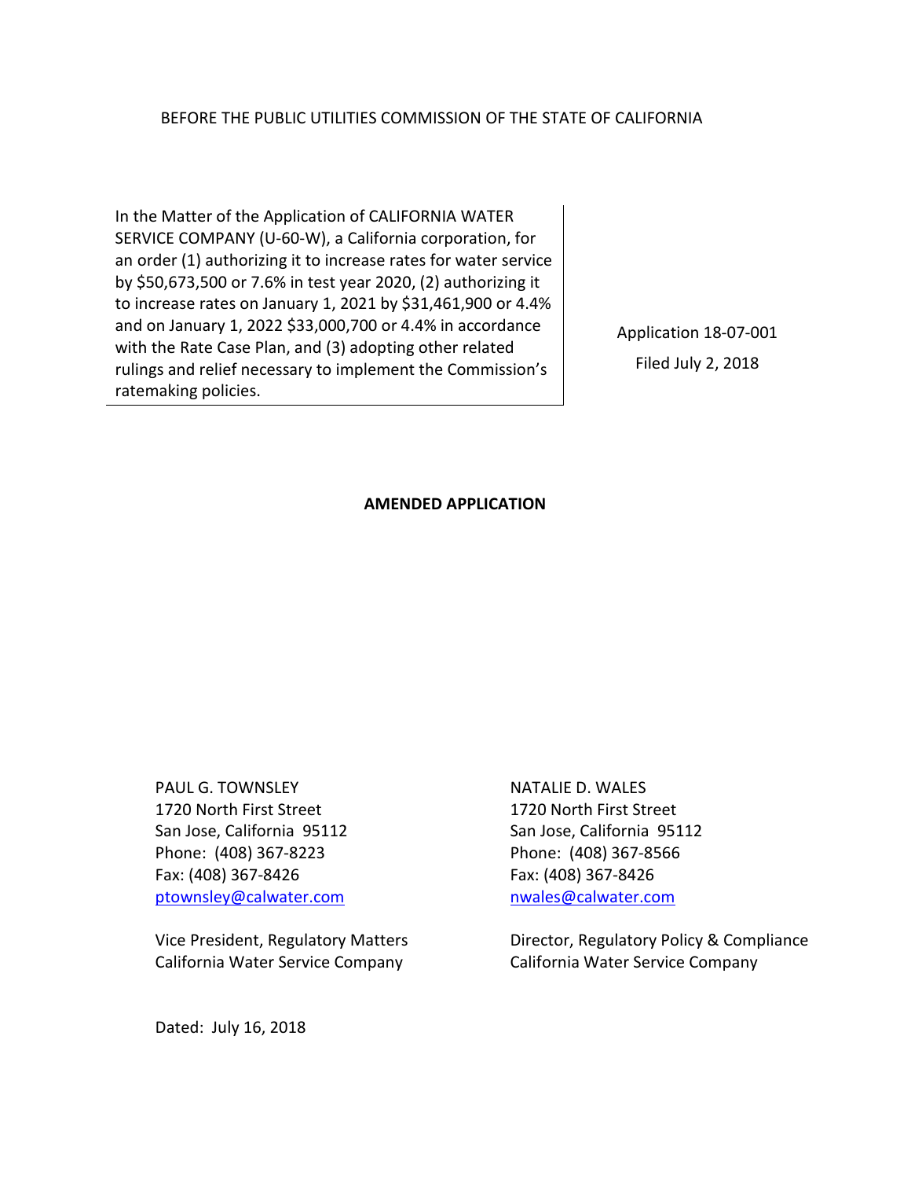BEFORE THE PUBLIC UTILITIES COMMISSION OF THE STATE OF CALIFORNIA

| | |
|---|---|
| In the Matter of the Application of CALIFORNIA WATER SERVICE COMPANY (U-60-W), a California corporation, for an order (1) authorizing it to increase rates for water service by $50,673,500 or 7.6% in test year 2020, (2) authorizing it to increase rates on January 1, 2021 by $31,461,900 or 4.4% and on January 1, 2022 $33,000,700 or 4.4% in accordance with the Rate Case Plan, and (3) adopting other related rulings and relief necessary to implement the Commission's ratemaking policies. | Application 18-07-001<br>Filed July 2, 2018 |

**AMENDED APPLICATION**

PAUL G. TOWNSLEY
1720 North First Street
San Jose, California 95112
Phone: (408) 367-8223
Fax: (408) 367-8426
ptownsley@calwater.com

Vice President, Regulatory Matters
California Water Service Company

NATALIE D. WALES
1720 North First Street
San Jose, California 95112
Phone: (408) 367-8566
Fax: (408) 367-8426
nwales@calwater.com

Director, Regulatory Policy & Compliance
California Water Service Company

Dated: July 16, 2018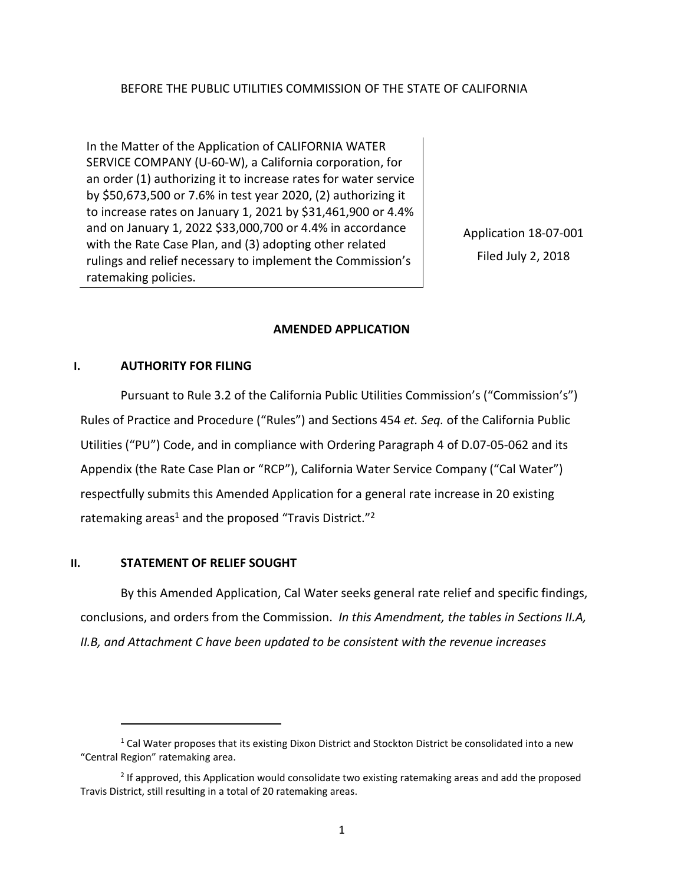BEFORE THE PUBLIC UTILITIES COMMISSION OF THE STATE OF CALIFORNIA

| In the Matter of the Application of CALIFORNIA WATER SERVICE COMPANY (U-60-W), a California corporation, for an order (1) authorizing it to increase rates for water service by $50,673,500 or 7.6% in test year 2020, (2) authorizing it to increase rates on January 1, 2021 by $31,461,900 or 4.4% and on January 1, 2022 $33,000,700 or 4.4% in accordance with the Rate Case Plan, and (3) adopting other related rulings and relief necessary to implement the Commission's ratemaking policies. | Application 18-07-001<br>Filed July 2, 2018 |
| --- | --- |

**AMENDED APPLICATION**

## I. AUTHORITY FOR FILING

Pursuant to Rule 3.2 of the California Public Utilities Commission's ("Commission's") Rules of Practice and Procedure ("Rules") and Sections 454 *et. Seq.* of the California Public Utilities ("PU") Code, and in compliance with Ordering Paragraph 4 of D.07-05-062 and its Appendix (the Rate Case Plan or "RCP"), California Water Service Company ("Cal Water") respectfully submits this Amended Application for a general rate increase in 20 existing ratemaking areas[1] and the proposed "Travis District."[2]

## II. STATEMENT OF RELIEF SOUGHT

By this Amended Application, Cal Water seeks general rate relief and specific findings, conclusions, and orders from the Commission. *In this Amendment, the tables in Sections II.A, II.B, and Attachment C have been updated to be consistent with the revenue increases*

---

[1] Cal Water proposes that its existing Dixon District and Stockton District be consolidated into a new "Central Region" ratemaking area.

[2] If approved, this Application would consolidate two existing ratemaking areas and add the proposed Travis District, still resulting in a total of 20 ratemaking areas.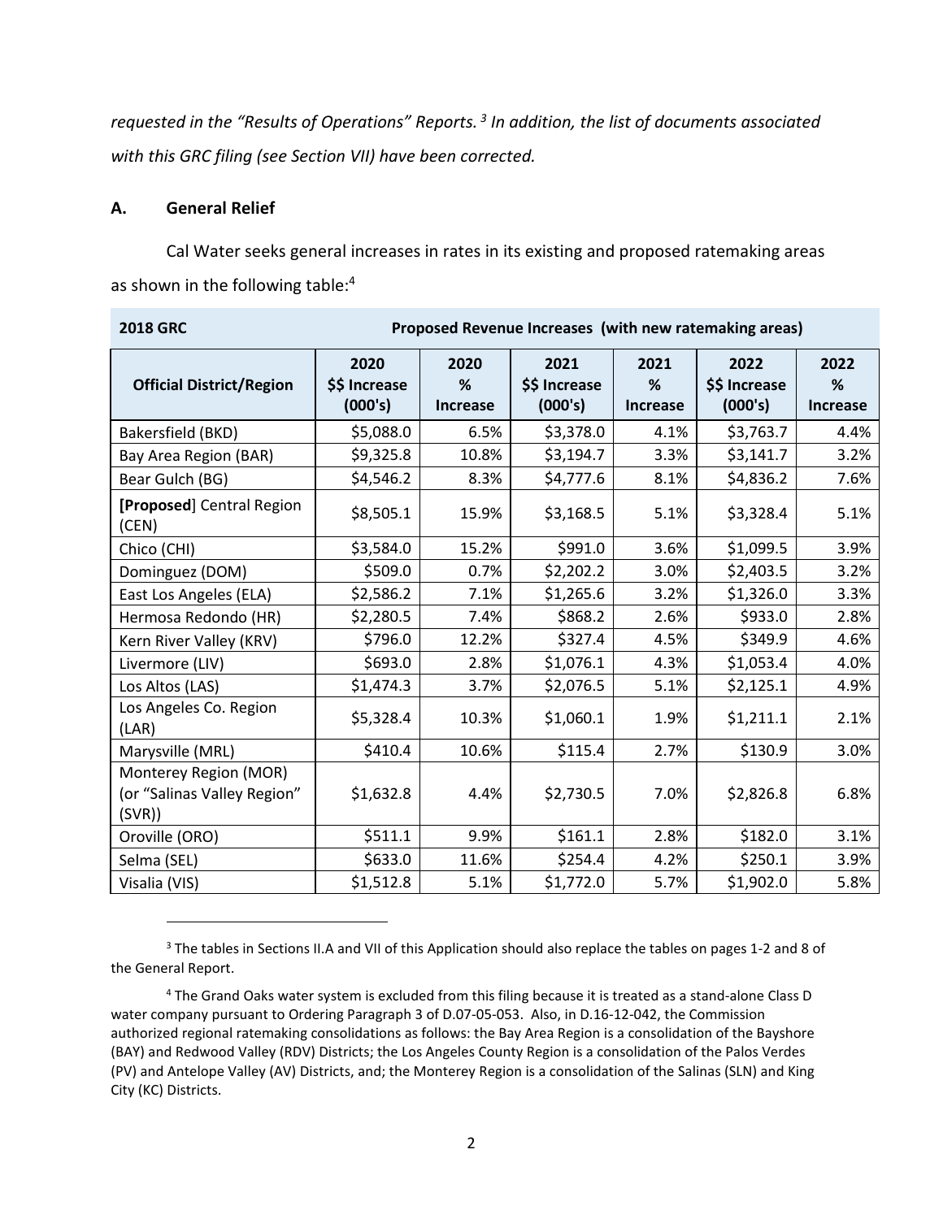*requested in the "Results of Operations" Reports.*[3] *In addition, the list of documents associated with this GRC filing (see Section VII) have been corrected.*

### A. General Relief

Cal Water seeks general increases in rates in its existing and proposed ratemaking areas as shown in the following table:[4]

| 2018 GRC | Proposed Revenue Increases (with new ratemaking areas) | | | | | |
|---|---|---|---|---|---|---|
| **Official District/Region** | **2020 $$ Increase (000's)** | **2020 % Increase** | **2021 $$ Increase (000's)** | **2021 % Increase** | **2022 $$ Increase (000's)** | **2022 % Increase** |
| Bakersfield (BKD) | $5,088.0 | 6.5% | $3,378.0 | 4.1% | $3,763.7 | 4.4% |
| Bay Area Region (BAR) | $9,325.8 | 10.8% | $3,194.7 | 3.3% | $3,141.7 | 3.2% |
| Bear Gulch (BG) | $4,546.2 | 8.3% | $4,777.6 | 8.1% | $4,836.2 | 7.6% |
| **[Proposed]** Central Region (CEN) | $8,505.1 | 15.9% | $3,168.5 | 5.1% | $3,328.4 | 5.1% |
| Chico (CHI) | $3,584.0 | 15.2% | $991.0 | 3.6% | $1,099.5 | 3.9% |
| Dominguez (DOM) | $509.0 | 0.7% | $2,202.2 | 3.0% | $2,403.5 | 3.2% |
| East Los Angeles (ELA) | $2,586.2 | 7.1% | $1,265.6 | 3.2% | $1,326.0 | 3.3% |
| Hermosa Redondo (HR) | $2,280.5 | 7.4% | $868.2 | 2.6% | $933.0 | 2.8% |
| Kern River Valley (KRV) | $796.0 | 12.2% | $327.4 | 4.5% | $349.9 | 4.6% |
| Livermore (LIV) | $693.0 | 2.8% | $1,076.1 | 4.3% | $1,053.4 | 4.0% |
| Los Altos (LAS) | $1,474.3 | 3.7% | $2,076.5 | 5.1% | $2,125.1 | 4.9% |
| Los Angeles Co. Region (LAR) | $5,328.4 | 10.3% | $1,060.1 | 1.9% | $1,211.1 | 2.1% |
| Marysville (MRL) | $410.4 | 10.6% | $115.4 | 2.7% | $130.9 | 3.0% |
| Monterey Region (MOR) (or "Salinas Valley Region" (SVR)) | $1,632.8 | 4.4% | $2,730.5 | 7.0% | $2,826.8 | 6.8% |
| Oroville (ORO) | $511.1 | 9.9% | $161.1 | 2.8% | $182.0 | 3.1% |
| Selma (SEL) | $633.0 | 11.6% | $254.4 | 4.2% | $250.1 | 3.9% |
| Visalia (VIS) | $1,512.8 | 5.1% | $1,772.0 | 5.7% | $1,902.0 | 5.8% |

[3] The tables in Sections II.A and VII of this Application should also replace the tables on pages 1-2 and 8 of the General Report.

[4] The Grand Oaks water system is excluded from this filing because it is treated as a stand-alone Class D water company pursuant to Ordering Paragraph 3 of D.07-05-053. Also, in D.16-12-042, the Commission authorized regional ratemaking consolidations as follows: the Bay Area Region is a consolidation of the Bayshore (BAY) and Redwood Valley (RDV) Districts; the Los Angeles County Region is a consolidation of the Palos Verdes (PV) and Antelope Valley (AV) Districts, and; the Monterey Region is a consolidation of the Salinas (SLN) and King City (KC) Districts.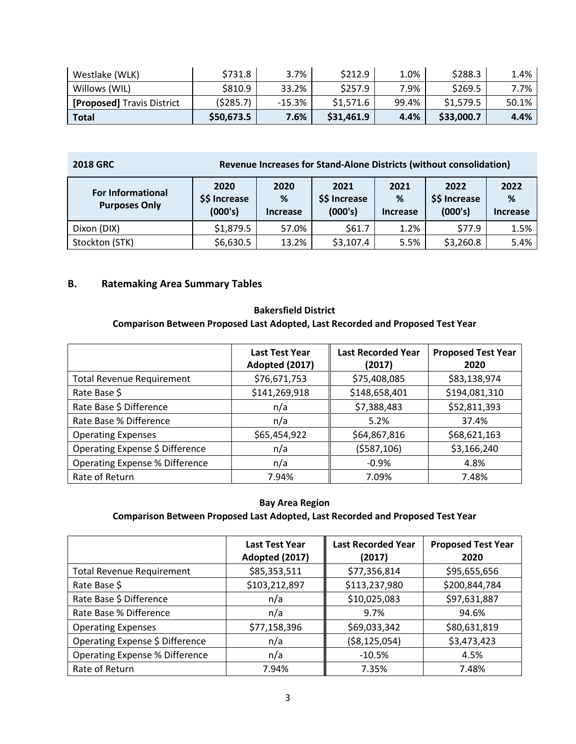| Westlake (WLK) | $731.8 | 3.7% | $212.9 | 1.0% | $288.3 | 1.4% |
|---|---|---|---|---|---|---|
| Willows (WIL) | $810.9 | 33.2% | $257.9 | 7.9% | $269.5 | 7.7% |
| **[Proposed]** Travis District | ($285.7) | -15.3% | $1,571.6 | 99.4% | $1,579.5 | 50.1% |
| **Total** | **$50,673.5** | **7.6%** | **$31,461.9** | **4.4%** | **$33,000.7** | **4.4%** |

| **2018 GRC** | **Revenue Increases for Stand-Alone Districts (without consolidation)** | | | | | |
|---|---|---|---|---|---|---|
| **For Informational Purposes Only** | **2020 $$ Increase (000's)** | **2020 % Increase** | **2021 $$ Increase (000's)** | **2021 % Increase** | **2022 $$ Increase (000's)** | **2022 % Increase** |
| Dixon (DIX) | $1,879.5 | 57.0% | $61.7 | 1.2% | $77.9 | 1.5% |
| Stockton (STK) | $6,630.5 | 13.2% | $3,107.4 | 5.5% | $3,260.8 | 5.4% |

## B. Ratemaking Area Summary Tables

**Bakersfield District**
**Comparison Between Proposed Last Adopted, Last Recorded and Proposed Test Year**

| | **Last Test Year Adopted (2017)** | **Last Recorded Year (2017)** | **Proposed Test Year 2020** |
|---|---|---|---|
| Total Revenue Requirement | $76,671,753 | $75,408,085 | $83,138,974 |
| Rate Base $ | $141,269,918 | $148,658,401 | $194,081,310 |
| Rate Base $ Difference | n/a | $7,388,483 | $52,811,393 |
| Rate Base % Difference | n/a | 5.2% | 37.4% |
| Operating Expenses | $65,454,922 | $64,867,816 | $68,621,163 |
| Operating Expense $ Difference | n/a | ($587,106) | $3,166,240 |
| Operating Expense % Difference | n/a | -0.9% | 4.8% |
| Rate of Return | 7.94% | 7.09% | 7.48% |

**Bay Area Region**
**Comparison Between Proposed Last Adopted, Last Recorded and Proposed Test Year**

| | **Last Test Year Adopted (2017)** | **Last Recorded Year (2017)** | **Proposed Test Year 2020** |
|---|---|---|---|
| Total Revenue Requirement | $85,353,511 | $77,356,814 | $95,655,656 |
| Rate Base $ | $103,212,897 | $113,237,980 | $200,844,784 |
| Rate Base $ Difference | n/a | $10,025,083 | $97,631,887 |
| Rate Base % Difference | n/a | 9.7% | 94.6% |
| Operating Expenses | $77,158,396 | $69,033,342 | $80,631,819 |
| Operating Expense $ Difference | n/a | ($8,125,054) | $3,473,423 |
| Operating Expense % Difference | n/a | -10.5% | 4.5% |
| Rate of Return | 7.94% | 7.35% | 7.48% |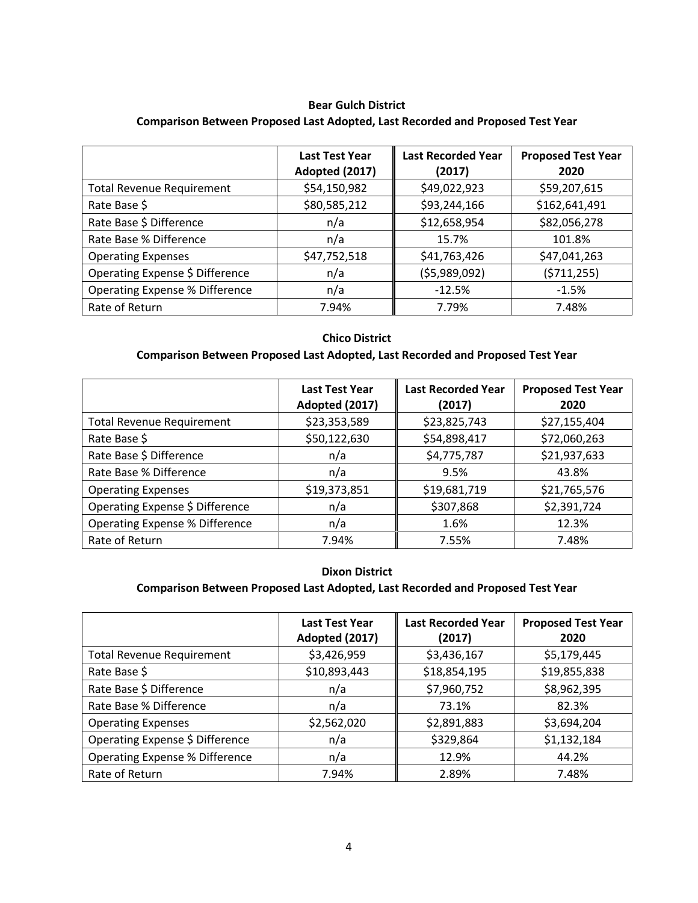**Bear Gulch District**

**Comparison Between Proposed Last Adopted, Last Recorded and Proposed Test Year**

| | Last Test Year Adopted (2017) | Last Recorded Year (2017) | Proposed Test Year 2020 |
|---|---|---|---|
| Total Revenue Requirement | $54,150,982 | $49,022,923 | $59,207,615 |
| Rate Base $ | $80,585,212 | $93,244,166 | $162,641,491 |
| Rate Base $ Difference | n/a | $12,658,954 | $82,056,278 |
| Rate Base % Difference | n/a | 15.7% | 101.8% |
| Operating Expenses | $47,752,518 | $41,763,426 | $47,041,263 |
| Operating Expense $ Difference | n/a | ($5,989,092) | ($711,255) |
| Operating Expense % Difference | n/a | -12.5% | -1.5% |
| Rate of Return | 7.94% | 7.79% | 7.48% |

**Chico District**

**Comparison Between Proposed Last Adopted, Last Recorded and Proposed Test Year**

| | Last Test Year Adopted (2017) | Last Recorded Year (2017) | Proposed Test Year 2020 |
|---|---|---|---|
| Total Revenue Requirement | $23,353,589 | $23,825,743 | $27,155,404 |
| Rate Base $ | $50,122,630 | $54,898,417 | $72,060,263 |
| Rate Base $ Difference | n/a | $4,775,787 | $21,937,633 |
| Rate Base % Difference | n/a | 9.5% | 43.8% |
| Operating Expenses | $19,373,851 | $19,681,719 | $21,765,576 |
| Operating Expense $ Difference | n/a | $307,868 | $2,391,724 |
| Operating Expense % Difference | n/a | 1.6% | 12.3% |
| Rate of Return | 7.94% | 7.55% | 7.48% |

**Dixon District**

**Comparison Between Proposed Last Adopted, Last Recorded and Proposed Test Year**

| | Last Test Year Adopted (2017) | Last Recorded Year (2017) | Proposed Test Year 2020 |
|---|---|---|---|
| Total Revenue Requirement | $3,426,959 | $3,436,167 | $5,179,445 |
| Rate Base $ | $10,893,443 | $18,854,195 | $19,855,838 |
| Rate Base $ Difference | n/a | $7,960,752 | $8,962,395 |
| Rate Base % Difference | n/a | 73.1% | 82.3% |
| Operating Expenses | $2,562,020 | $2,891,883 | $3,694,204 |
| Operating Expense $ Difference | n/a | $329,864 | $1,132,184 |
| Operating Expense % Difference | n/a | 12.9% | 44.2% |
| Rate of Return | 7.94% | 2.89% | 7.48% |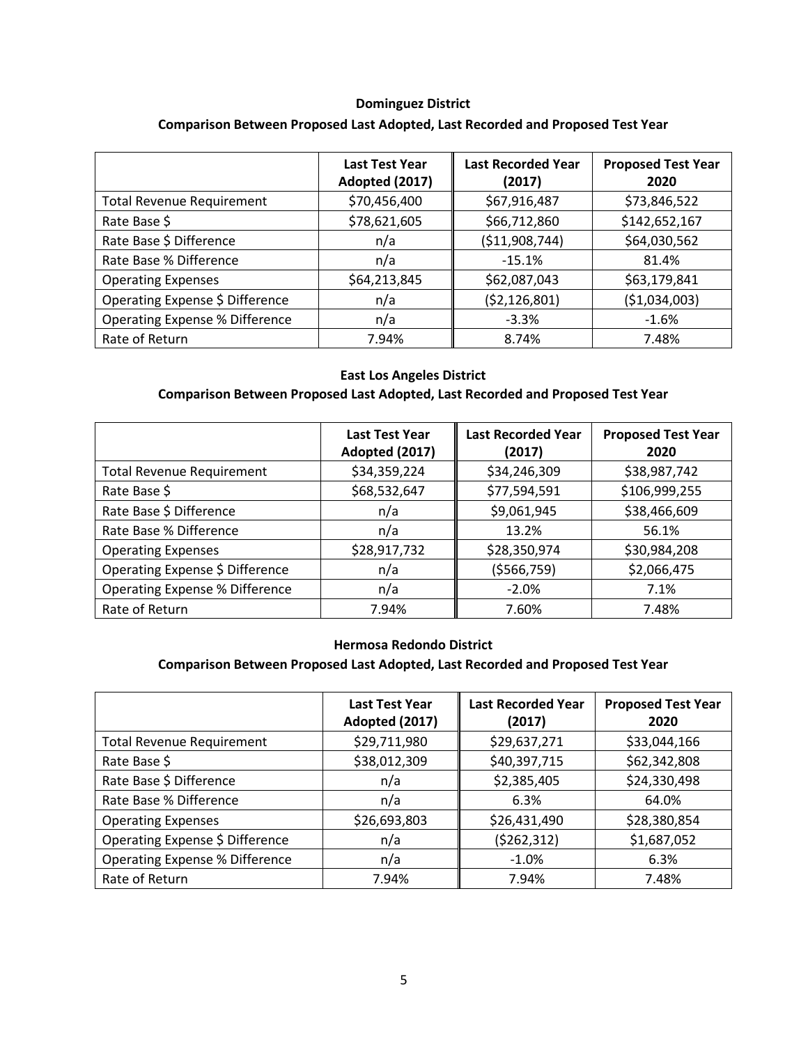**Dominguez District**

**Comparison Between Proposed Last Adopted, Last Recorded and Proposed Test Year**

| | Last Test Year Adopted (2017) | Last Recorded Year (2017) | Proposed Test Year 2020 |
|---|---|---|---|
| Total Revenue Requirement | $70,456,400 | $67,916,487 | $73,846,522 |
| Rate Base $ | $78,621,605 | $66,712,860 | $142,652,167 |
| Rate Base $ Difference | n/a | ($11,908,744) | $64,030,562 |
| Rate Base % Difference | n/a | -15.1% | 81.4% |
| Operating Expenses | $64,213,845 | $62,087,043 | $63,179,841 |
| Operating Expense $ Difference | n/a | ($2,126,801) | ($1,034,003) |
| Operating Expense % Difference | n/a | -3.3% | -1.6% |
| Rate of Return | 7.94% | 8.74% | 7.48% |

**East Los Angeles District**

**Comparison Between Proposed Last Adopted, Last Recorded and Proposed Test Year**

| | Last Test Year Adopted (2017) | Last Recorded Year (2017) | Proposed Test Year 2020 |
|---|---|---|---|
| Total Revenue Requirement | $34,359,224 | $34,246,309 | $38,987,742 |
| Rate Base $ | $68,532,647 | $77,594,591 | $106,999,255 |
| Rate Base $ Difference | n/a | $9,061,945 | $38,466,609 |
| Rate Base % Difference | n/a | 13.2% | 56.1% |
| Operating Expenses | $28,917,732 | $28,350,974 | $30,984,208 |
| Operating Expense $ Difference | n/a | ($566,759) | $2,066,475 |
| Operating Expense % Difference | n/a | -2.0% | 7.1% |
| Rate of Return | 7.94% | 7.60% | 7.48% |

**Hermosa Redondo District**

**Comparison Between Proposed Last Adopted, Last Recorded and Proposed Test Year**

| | Last Test Year Adopted (2017) | Last Recorded Year (2017) | Proposed Test Year 2020 |
|---|---|---|---|
| Total Revenue Requirement | $29,711,980 | $29,637,271 | $33,044,166 |
| Rate Base $ | $38,012,309 | $40,397,715 | $62,342,808 |
| Rate Base $ Difference | n/a | $2,385,405 | $24,330,498 |
| Rate Base % Difference | n/a | 6.3% | 64.0% |
| Operating Expenses | $26,693,803 | $26,431,490 | $28,380,854 |
| Operating Expense $ Difference | n/a | ($262,312) | $1,687,052 |
| Operating Expense % Difference | n/a | -1.0% | 6.3% |
| Rate of Return | 7.94% | 7.94% | 7.48% |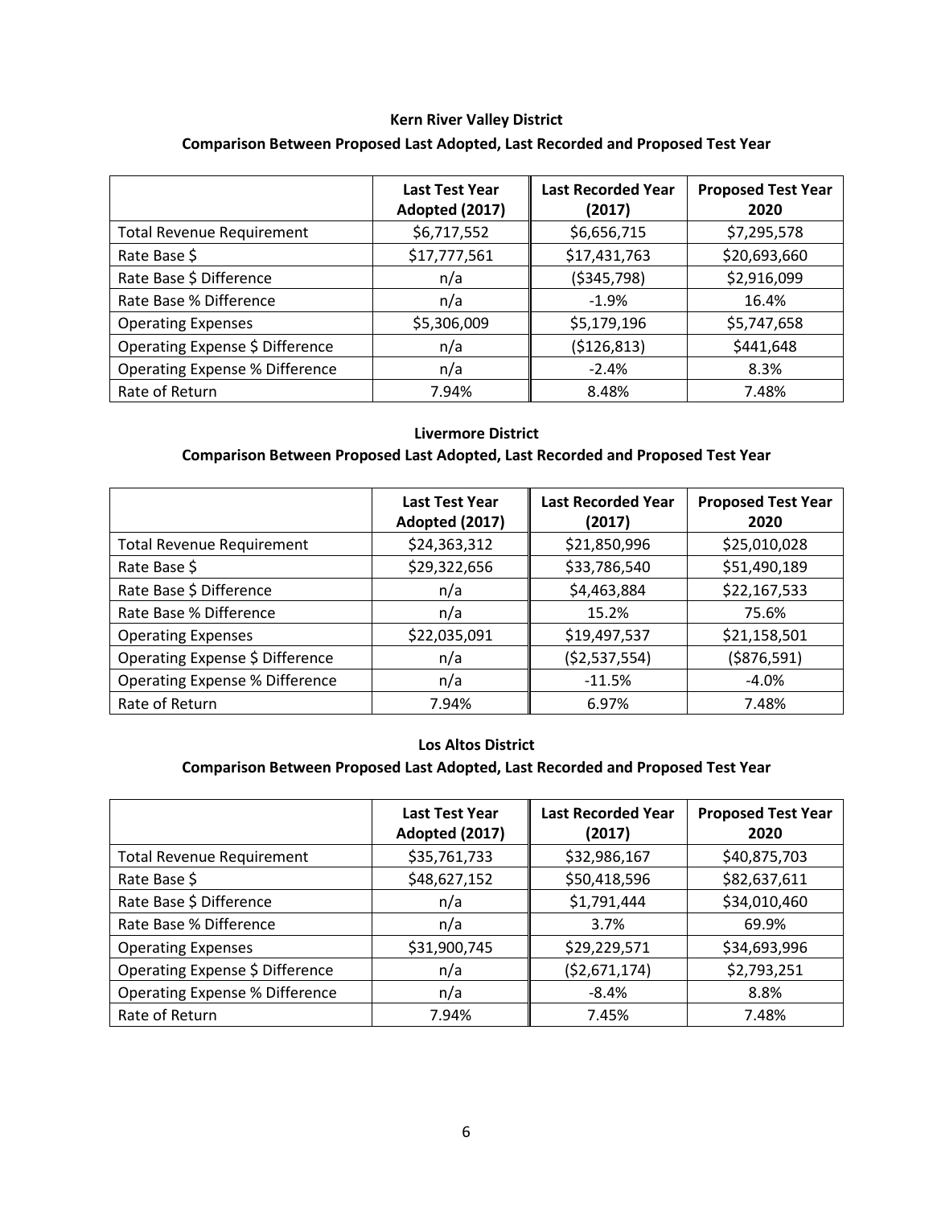**Kern River Valley District**

**Comparison Between Proposed Last Adopted, Last Recorded and Proposed Test Year**

| | Last Test Year Adopted (2017) | Last Recorded Year (2017) | Proposed Test Year 2020 |
|---|---|---|---|
| Total Revenue Requirement | $6,717,552 | $6,656,715 | $7,295,578 |
| Rate Base $ | $17,777,561 | $17,431,763 | $20,693,660 |
| Rate Base $ Difference | n/a | ($345,798) | $2,916,099 |
| Rate Base % Difference | n/a | -1.9% | 16.4% |
| Operating Expenses | $5,306,009 | $5,179,196 | $5,747,658 |
| Operating Expense $ Difference | n/a | ($126,813) | $441,648 |
| Operating Expense % Difference | n/a | -2.4% | 8.3% |
| Rate of Return | 7.94% | 8.48% | 7.48% |

**Livermore District**

**Comparison Between Proposed Last Adopted, Last Recorded and Proposed Test Year**

| | Last Test Year Adopted (2017) | Last Recorded Year (2017) | Proposed Test Year 2020 |
|---|---|---|---|
| Total Revenue Requirement | $24,363,312 | $21,850,996 | $25,010,028 |
| Rate Base $ | $29,322,656 | $33,786,540 | $51,490,189 |
| Rate Base $ Difference | n/a | $4,463,884 | $22,167,533 |
| Rate Base % Difference | n/a | 15.2% | 75.6% |
| Operating Expenses | $22,035,091 | $19,497,537 | $21,158,501 |
| Operating Expense $ Difference | n/a | ($2,537,554) | ($876,591) |
| Operating Expense % Difference | n/a | -11.5% | -4.0% |
| Rate of Return | 7.94% | 6.97% | 7.48% |

**Los Altos District**

**Comparison Between Proposed Last Adopted, Last Recorded and Proposed Test Year**

| | Last Test Year Adopted (2017) | Last Recorded Year (2017) | Proposed Test Year 2020 |
|---|---|---|---|
| Total Revenue Requirement | $35,761,733 | $32,986,167 | $40,875,703 |
| Rate Base $ | $48,627,152 | $50,418,596 | $82,637,611 |
| Rate Base $ Difference | n/a | $1,791,444 | $34,010,460 |
| Rate Base % Difference | n/a | 3.7% | 69.9% |
| Operating Expenses | $31,900,745 | $29,229,571 | $34,693,996 |
| Operating Expense $ Difference | n/a | ($2,671,174) | $2,793,251 |
| Operating Expense % Difference | n/a | -8.4% | 8.8% |
| Rate of Return | 7.94% | 7.45% | 7.48% |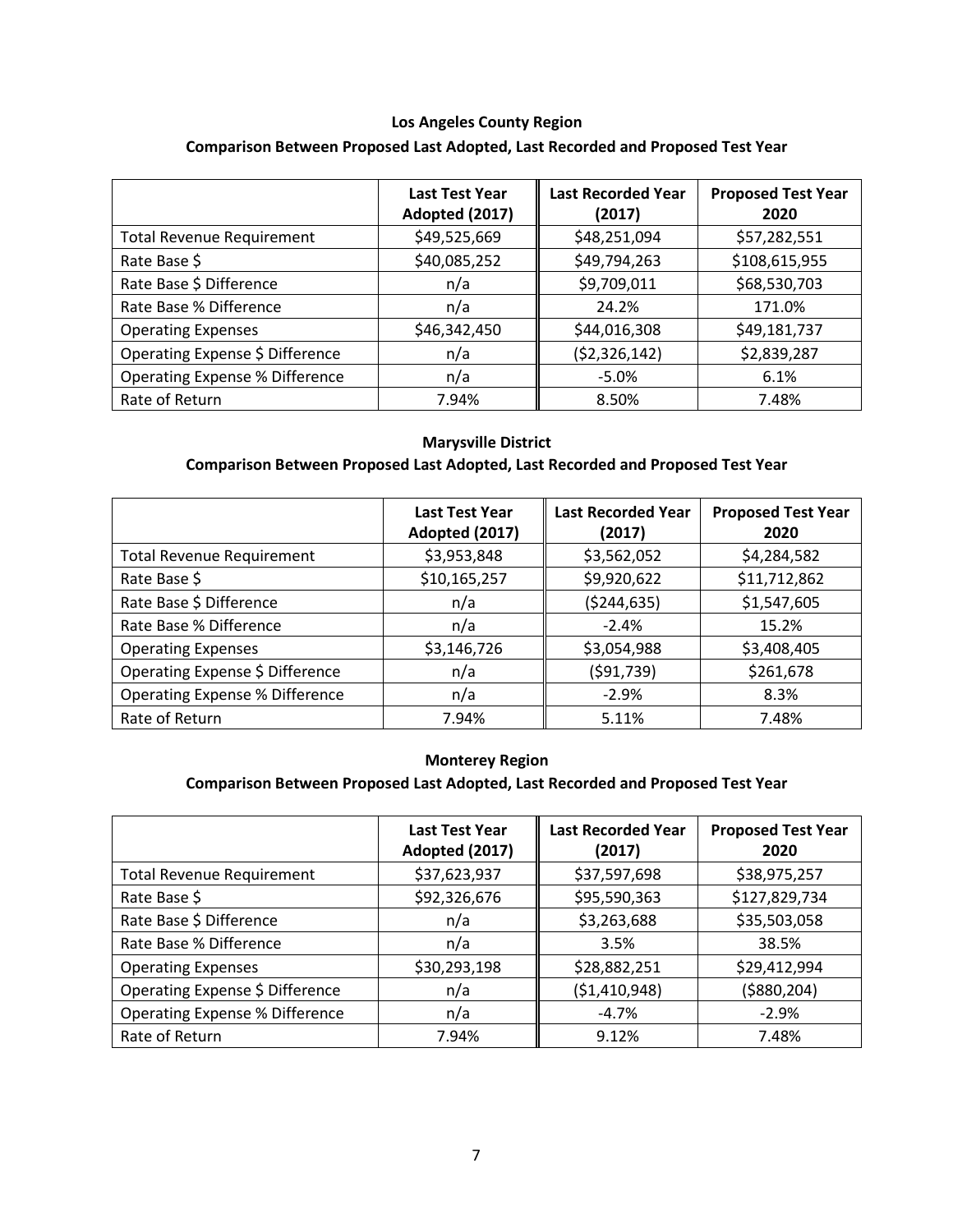**Los Angeles County Region**

**Comparison Between Proposed Last Adopted, Last Recorded and Proposed Test Year**

| | Last Test Year Adopted (2017) | Last Recorded Year (2017) | Proposed Test Year 2020 |
|---|---|---|---|
| Total Revenue Requirement | $49,525,669 | $48,251,094 | $57,282,551 |
| Rate Base $ | $40,085,252 | $49,794,263 | $108,615,955 |
| Rate Base $ Difference | n/a | $9,709,011 | $68,530,703 |
| Rate Base % Difference | n/a | 24.2% | 171.0% |
| Operating Expenses | $46,342,450 | $44,016,308 | $49,181,737 |
| Operating Expense $ Difference | n/a | ($2,326,142) | $2,839,287 |
| Operating Expense % Difference | n/a | -5.0% | 6.1% |
| Rate of Return | 7.94% | 8.50% | 7.48% |

**Marysville District**

**Comparison Between Proposed Last Adopted, Last Recorded and Proposed Test Year**

| | Last Test Year Adopted (2017) | Last Recorded Year (2017) | Proposed Test Year 2020 |
|---|---|---|---|
| Total Revenue Requirement | $3,953,848 | $3,562,052 | $4,284,582 |
| Rate Base $ | $10,165,257 | $9,920,622 | $11,712,862 |
| Rate Base $ Difference | n/a | ($244,635) | $1,547,605 |
| Rate Base % Difference | n/a | -2.4% | 15.2% |
| Operating Expenses | $3,146,726 | $3,054,988 | $3,408,405 |
| Operating Expense $ Difference | n/a | ($91,739) | $261,678 |
| Operating Expense % Difference | n/a | -2.9% | 8.3% |
| Rate of Return | 7.94% | 5.11% | 7.48% |

**Monterey Region**

**Comparison Between Proposed Last Adopted, Last Recorded and Proposed Test Year**

| | Last Test Year Adopted (2017) | Last Recorded Year (2017) | Proposed Test Year 2020 |
|---|---|---|---|
| Total Revenue Requirement | $37,623,937 | $37,597,698 | $38,975,257 |
| Rate Base $ | $92,326,676 | $95,590,363 | $127,829,734 |
| Rate Base $ Difference | n/a | $3,263,688 | $35,503,058 |
| Rate Base % Difference | n/a | 3.5% | 38.5% |
| Operating Expenses | $30,293,198 | $28,882,251 | $29,412,994 |
| Operating Expense $ Difference | n/a | ($1,410,948) | ($880,204) |
| Operating Expense % Difference | n/a | -4.7% | -2.9% |
| Rate of Return | 7.94% | 9.12% | 7.48% |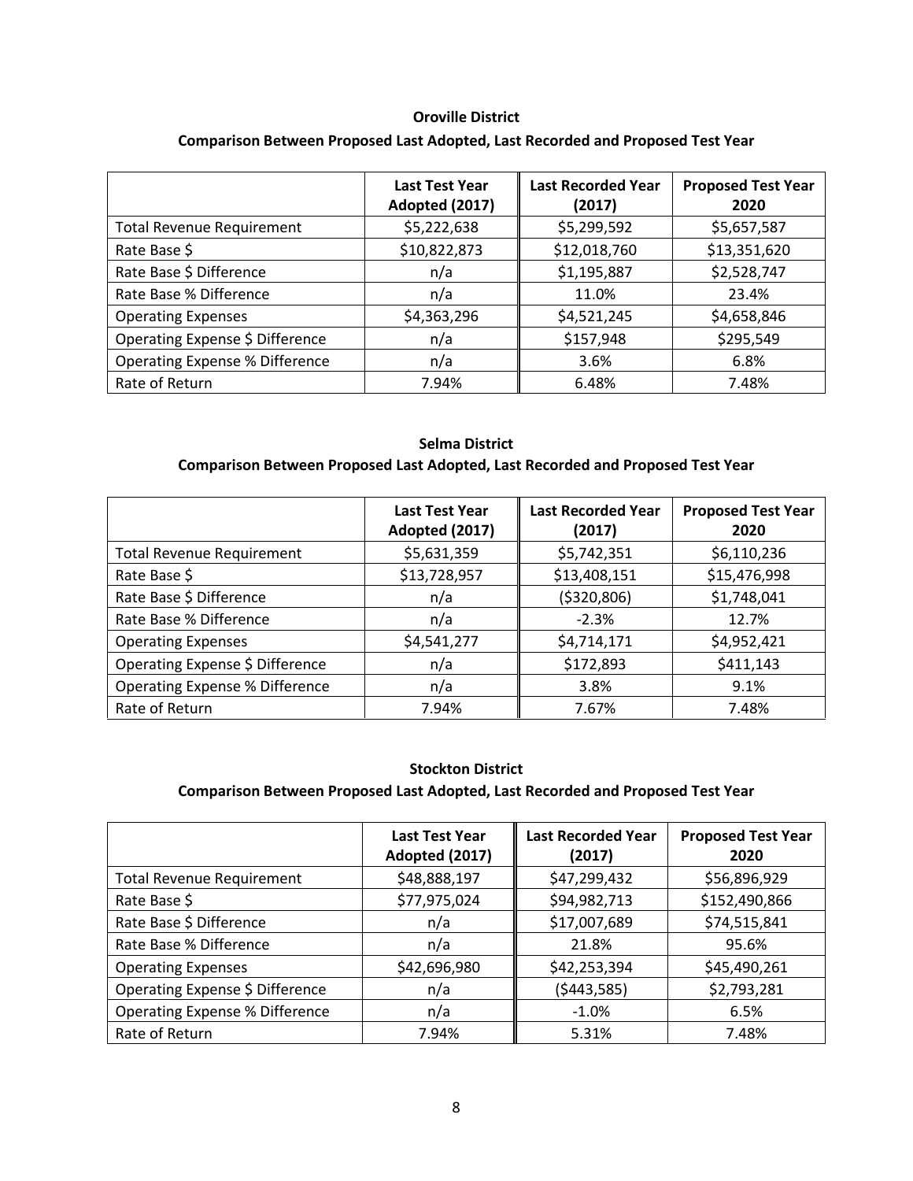**Oroville District**

**Comparison Between Proposed Last Adopted, Last Recorded and Proposed Test Year**

| | Last Test Year Adopted (2017) | Last Recorded Year (2017) | Proposed Test Year 2020 |
|---|---|---|---|
| Total Revenue Requirement | $5,222,638 | $5,299,592 | $5,657,587 |
| Rate Base $ | $10,822,873 | $12,018,760 | $13,351,620 |
| Rate Base $ Difference | n/a | $1,195,887 | $2,528,747 |
| Rate Base % Difference | n/a | 11.0% | 23.4% |
| Operating Expenses | $4,363,296 | $4,521,245 | $4,658,846 |
| Operating Expense $ Difference | n/a | $157,948 | $295,549 |
| Operating Expense % Difference | n/a | 3.6% | 6.8% |
| Rate of Return | 7.94% | 6.48% | 7.48% |

**Selma District**

**Comparison Between Proposed Last Adopted, Last Recorded and Proposed Test Year**

| | Last Test Year Adopted (2017) | Last Recorded Year (2017) | Proposed Test Year 2020 |
|---|---|---|---|
| Total Revenue Requirement | $5,631,359 | $5,742,351 | $6,110,236 |
| Rate Base $ | $13,728,957 | $13,408,151 | $15,476,998 |
| Rate Base $ Difference | n/a | ($320,806) | $1,748,041 |
| Rate Base % Difference | n/a | -2.3% | 12.7% |
| Operating Expenses | $4,541,277 | $4,714,171 | $4,952,421 |
| Operating Expense $ Difference | n/a | $172,893 | $411,143 |
| Operating Expense % Difference | n/a | 3.8% | 9.1% |
| Rate of Return | 7.94% | 7.67% | 7.48% |

**Stockton District**

**Comparison Between Proposed Last Adopted, Last Recorded and Proposed Test Year**

| | Last Test Year Adopted (2017) | Last Recorded Year (2017) | Proposed Test Year 2020 |
|---|---|---|---|
| Total Revenue Requirement | $48,888,197 | $47,299,432 | $56,896,929 |
| Rate Base $ | $77,975,024 | $94,982,713 | $152,490,866 |
| Rate Base $ Difference | n/a | $17,007,689 | $74,515,841 |
| Rate Base % Difference | n/a | 21.8% | 95.6% |
| Operating Expenses | $42,696,980 | $42,253,394 | $45,490,261 |
| Operating Expense $ Difference | n/a | ($443,585) | $2,793,281 |
| Operating Expense % Difference | n/a | -1.0% | 6.5% |
| Rate of Return | 7.94% | 5.31% | 7.48% |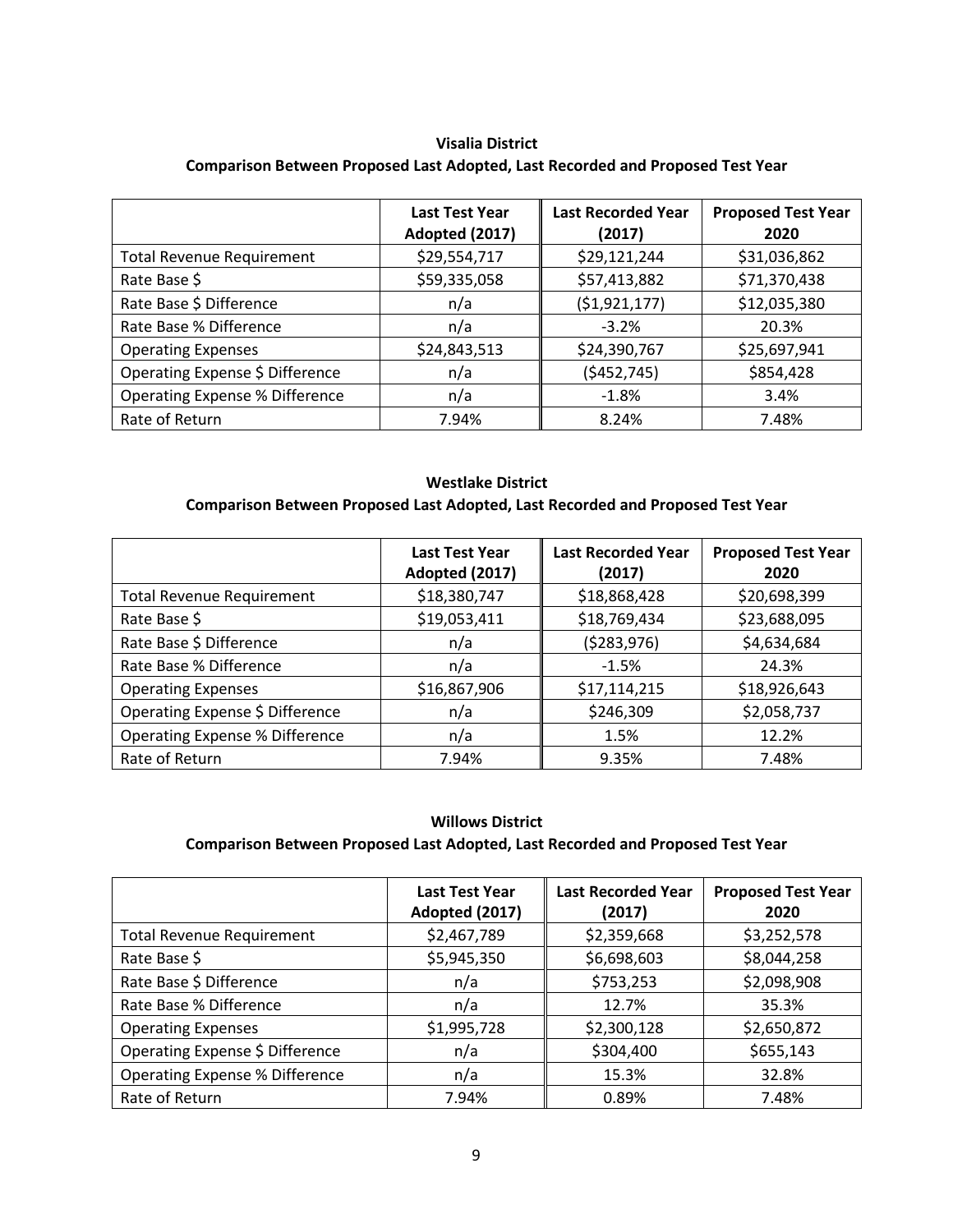**Visalia District**

**Comparison Between Proposed Last Adopted, Last Recorded and Proposed Test Year**

| | **Last Test Year Adopted (2017)** | **Last Recorded Year (2017)** | **Proposed Test Year 2020** |
|---|---|---|---|
| Total Revenue Requirement | $29,554,717 | $29,121,244 | $31,036,862 |
| Rate Base $ | $59,335,058 | $57,413,882 | $71,370,438 |
| Rate Base $ Difference | n/a | ($1,921,177) | $12,035,380 |
| Rate Base % Difference | n/a | -3.2% | 20.3% |
| Operating Expenses | $24,843,513 | $24,390,767 | $25,697,941 |
| Operating Expense $ Difference | n/a | ($452,745) | $854,428 |
| Operating Expense % Difference | n/a | -1.8% | 3.4% |
| Rate of Return | 7.94% | 8.24% | 7.48% |

**Westlake District**

**Comparison Between Proposed Last Adopted, Last Recorded and Proposed Test Year**

| | **Last Test Year Adopted (2017)** | **Last Recorded Year (2017)** | **Proposed Test Year 2020** |
|---|---|---|---|
| Total Revenue Requirement | $18,380,747 | $18,868,428 | $20,698,399 |
| Rate Base $ | $19,053,411 | $18,769,434 | $23,688,095 |
| Rate Base $ Difference | n/a | ($283,976) | $4,634,684 |
| Rate Base % Difference | n/a | -1.5% | 24.3% |
| Operating Expenses | $16,867,906 | $17,114,215 | $18,926,643 |
| Operating Expense $ Difference | n/a | $246,309 | $2,058,737 |
| Operating Expense % Difference | n/a | 1.5% | 12.2% |
| Rate of Return | 7.94% | 9.35% | 7.48% |

**Willows District**

**Comparison Between Proposed Last Adopted, Last Recorded and Proposed Test Year**

| | **Last Test Year Adopted (2017)** | **Last Recorded Year (2017)** | **Proposed Test Year 2020** |
|---|---|---|---|
| Total Revenue Requirement | $2,467,789 | $2,359,668 | $3,252,578 |
| Rate Base $ | $5,945,350 | $6,698,603 | $8,044,258 |
| Rate Base $ Difference | n/a | $753,253 | $2,098,908 |
| Rate Base % Difference | n/a | 12.7% | 35.3% |
| Operating Expenses | $1,995,728 | $2,300,128 | $2,650,872 |
| Operating Expense $ Difference | n/a | $304,400 | $655,143 |
| Operating Expense % Difference | n/a | 15.3% | 32.8% |
| Rate of Return | 7.94% | 0.89% | 7.48% |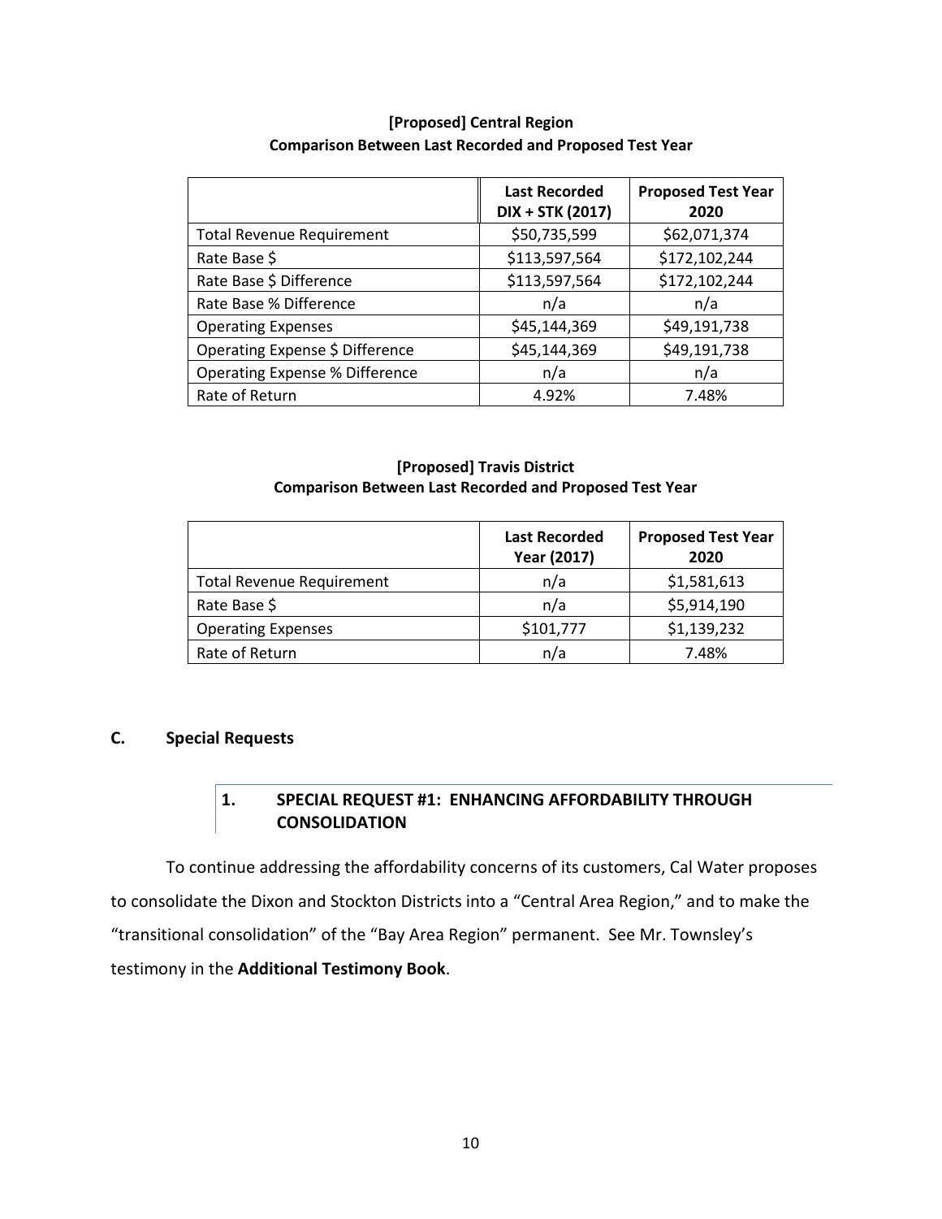**[Proposed] Central Region**
**Comparison Between Last Recorded and Proposed Test Year**

| | Last Recorded DIX + STK (2017) | Proposed Test Year 2020 |
|---|---|---|
| Total Revenue Requirement | $50,735,599 | $62,071,374 |
| Rate Base $ | $113,597,564 | $172,102,244 |
| Rate Base $ Difference | $113,597,564 | $172,102,244 |
| Rate Base % Difference | n/a | n/a |
| Operating Expenses | $45,144,369 | $49,191,738 |
| Operating Expense $ Difference | $45,144,369 | $49,191,738 |
| Operating Expense % Difference | n/a | n/a |
| Rate of Return | 4.92% | 7.48% |

**[Proposed] Travis District**
**Comparison Between Last Recorded and Proposed Test Year**

| | Last Recorded Year (2017) | Proposed Test Year 2020 |
|---|---|---|
| Total Revenue Requirement | n/a | $1,581,613 |
| Rate Base $ | n/a | $5,914,190 |
| Operating Expenses | $101,777 | $1,139,232 |
| Rate of Return | n/a | 7.48% |

## C. Special Requests

### 1. SPECIAL REQUEST #1: ENHANCING AFFORDABILITY THROUGH CONSOLIDATION

To continue addressing the affordability concerns of its customers, Cal Water proposes to consolidate the Dixon and Stockton Districts into a "Central Area Region," and to make the "transitional consolidation" of the "Bay Area Region" permanent. See Mr. Townsley's testimony in the **Additional Testimony Book**.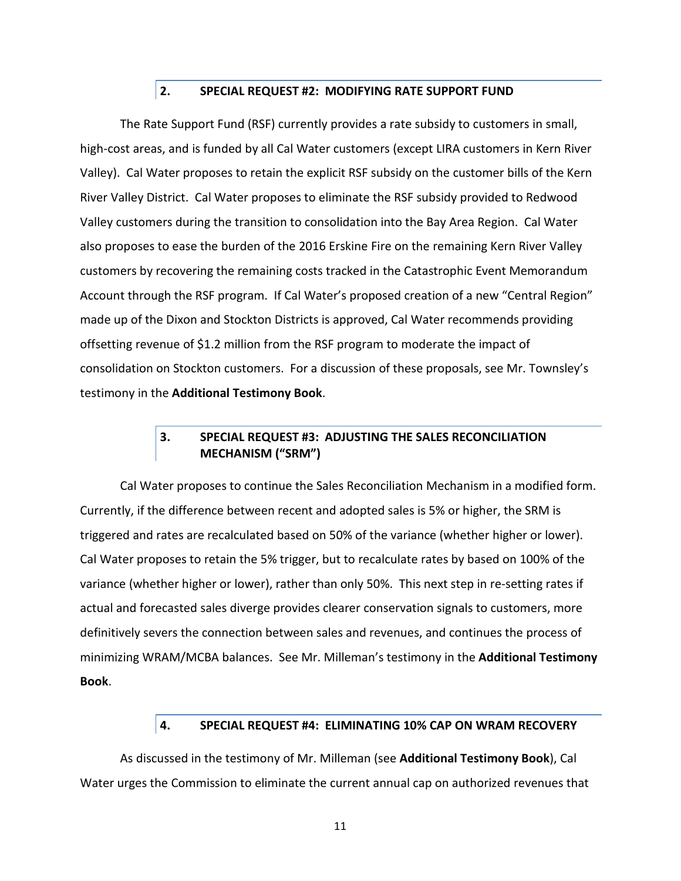## 2. SPECIAL REQUEST #2: MODIFYING RATE SUPPORT FUND

The Rate Support Fund (RSF) currently provides a rate subsidy to customers in small, high-cost areas, and is funded by all Cal Water customers (except LIRA customers in Kern River Valley). Cal Water proposes to retain the explicit RSF subsidy on the customer bills of the Kern River Valley District. Cal Water proposes to eliminate the RSF subsidy provided to Redwood Valley customers during the transition to consolidation into the Bay Area Region. Cal Water also proposes to ease the burden of the 2016 Erskine Fire on the remaining Kern River Valley customers by recovering the remaining costs tracked in the Catastrophic Event Memorandum Account through the RSF program. If Cal Water's proposed creation of a new "Central Region" made up of the Dixon and Stockton Districts is approved, Cal Water recommends providing offsetting revenue of $1.2 million from the RSF program to moderate the impact of consolidation on Stockton customers. For a discussion of these proposals, see Mr. Townsley's testimony in the **Additional Testimony Book**.

## 3. SPECIAL REQUEST #3: ADJUSTING THE SALES RECONCILIATION MECHANISM ("SRM")

Cal Water proposes to continue the Sales Reconciliation Mechanism in a modified form. Currently, if the difference between recent and adopted sales is 5% or higher, the SRM is triggered and rates are recalculated based on 50% of the variance (whether higher or lower). Cal Water proposes to retain the 5% trigger, but to recalculate rates by based on 100% of the variance (whether higher or lower), rather than only 50%. This next step in re-setting rates if actual and forecasted sales diverge provides clearer conservation signals to customers, more definitively severs the connection between sales and revenues, and continues the process of minimizing WRAM/MCBA balances. See Mr. Milleman's testimony in the **Additional Testimony Book**.

## 4. SPECIAL REQUEST #4: ELIMINATING 10% CAP ON WRAM RECOVERY

As discussed in the testimony of Mr. Milleman (see **Additional Testimony Book**), Cal Water urges the Commission to eliminate the current annual cap on authorized revenues that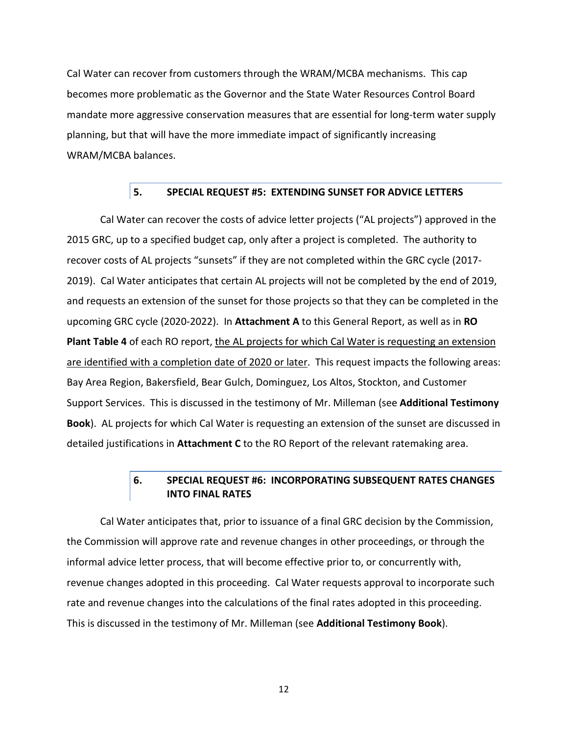Cal Water can recover from customers through the WRAM/MCBA mechanisms. This cap becomes more problematic as the Governor and the State Water Resources Control Board mandate more aggressive conservation measures that are essential for long-term water supply planning, but that will have the more immediate impact of significantly increasing WRAM/MCBA balances.

### 5. SPECIAL REQUEST #5: EXTENDING SUNSET FOR ADVICE LETTERS

Cal Water can recover the costs of advice letter projects ("AL projects") approved in the 2015 GRC, up to a specified budget cap, only after a project is completed. The authority to recover costs of AL projects "sunsets" if they are not completed within the GRC cycle (2017-2019). Cal Water anticipates that certain AL projects will not be completed by the end of 2019, and requests an extension of the sunset for those projects so that they can be completed in the upcoming GRC cycle (2020-2022). In **Attachment A** to this General Report, as well as in **RO Plant Table 4** of each RO report, the AL projects for which Cal Water is requesting an extension are identified with a completion date of 2020 or later. This request impacts the following areas: Bay Area Region, Bakersfield, Bear Gulch, Dominguez, Los Altos, Stockton, and Customer Support Services. This is discussed in the testimony of Mr. Milleman (see **Additional Testimony Book**). AL projects for which Cal Water is requesting an extension of the sunset are discussed in detailed justifications in **Attachment C** to the RO Report of the relevant ratemaking area.

### 6. SPECIAL REQUEST #6: INCORPORATING SUBSEQUENT RATES CHANGES INTO FINAL RATES

Cal Water anticipates that, prior to issuance of a final GRC decision by the Commission, the Commission will approve rate and revenue changes in other proceedings, or through the informal advice letter process, that will become effective prior to, or concurrently with, revenue changes adopted in this proceeding. Cal Water requests approval to incorporate such rate and revenue changes into the calculations of the final rates adopted in this proceeding. This is discussed in the testimony of Mr. Milleman (see **Additional Testimony Book**).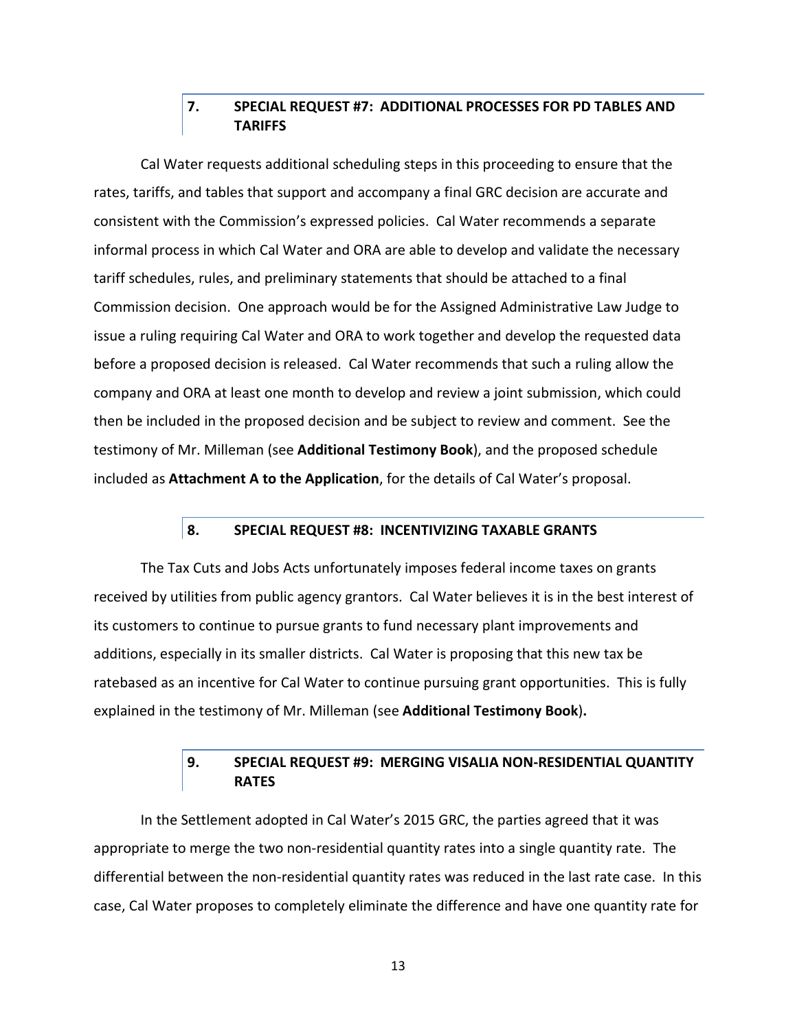### 7. SPECIAL REQUEST #7: ADDITIONAL PROCESSES FOR PD TABLES AND TARIFFS

Cal Water requests additional scheduling steps in this proceeding to ensure that the rates, tariffs, and tables that support and accompany a final GRC decision are accurate and consistent with the Commission's expressed policies. Cal Water recommends a separate informal process in which Cal Water and ORA are able to develop and validate the necessary tariff schedules, rules, and preliminary statements that should be attached to a final Commission decision. One approach would be for the Assigned Administrative Law Judge to issue a ruling requiring Cal Water and ORA to work together and develop the requested data before a proposed decision is released. Cal Water recommends that such a ruling allow the company and ORA at least one month to develop and review a joint submission, which could then be included in the proposed decision and be subject to review and comment. See the testimony of Mr. Milleman (see **Additional Testimony Book**), and the proposed schedule included as **Attachment A to the Application**, for the details of Cal Water's proposal.

### 8. SPECIAL REQUEST #8: INCENTIVIZING TAXABLE GRANTS

The Tax Cuts and Jobs Acts unfortunately imposes federal income taxes on grants received by utilities from public agency grantors. Cal Water believes it is in the best interest of its customers to continue to pursue grants to fund necessary plant improvements and additions, especially in its smaller districts. Cal Water is proposing that this new tax be ratebased as an incentive for Cal Water to continue pursuing grant opportunities. This is fully explained in the testimony of Mr. Milleman (see **Additional Testimony Book**)**.**

### 9. SPECIAL REQUEST #9: MERGING VISALIA NON-RESIDENTIAL QUANTITY RATES

In the Settlement adopted in Cal Water's 2015 GRC, the parties agreed that it was appropriate to merge the two non-residential quantity rates into a single quantity rate. The differential between the non-residential quantity rates was reduced in the last rate case. In this case, Cal Water proposes to completely eliminate the difference and have one quantity rate for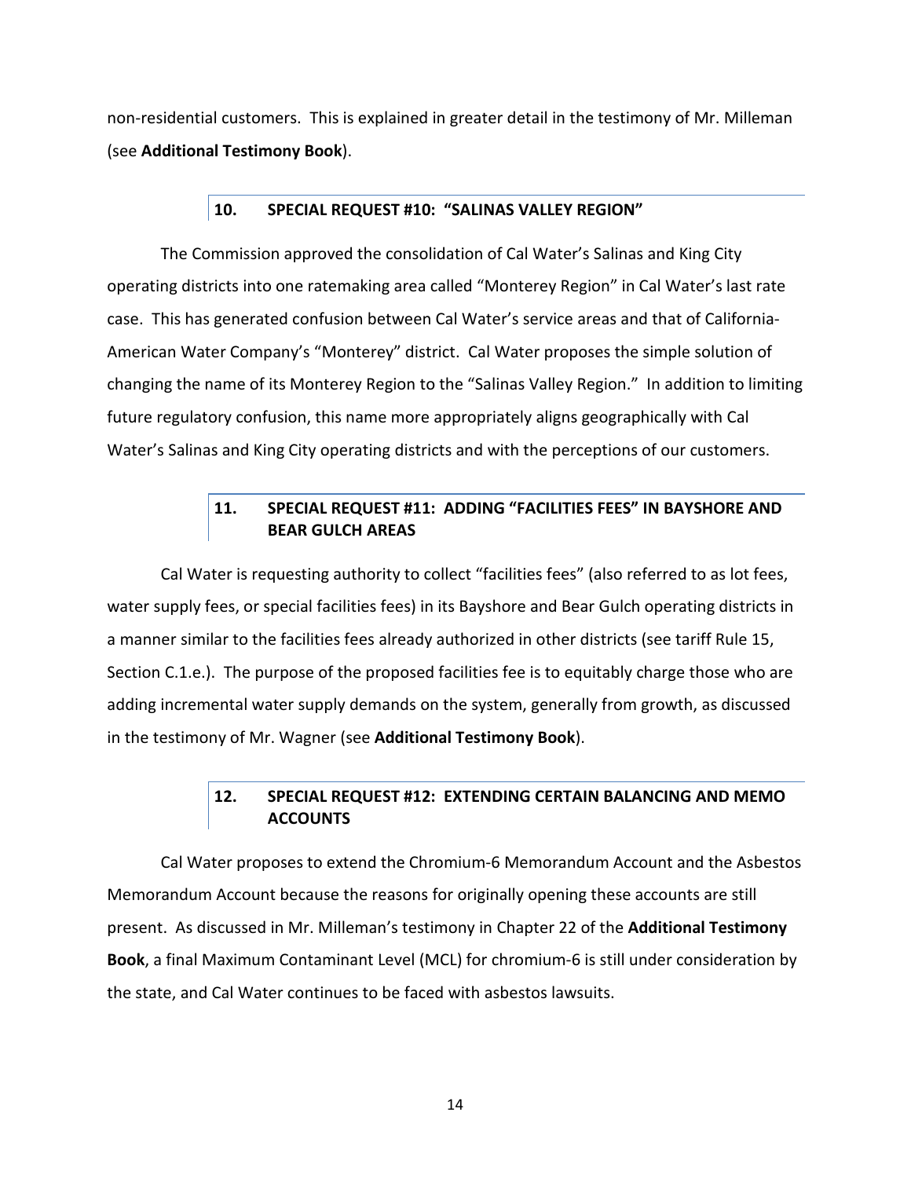non-residential customers. This is explained in greater detail in the testimony of Mr. Milleman (see **Additional Testimony Book**).

## 10. SPECIAL REQUEST #10: "SALINAS VALLEY REGION"

The Commission approved the consolidation of Cal Water's Salinas and King City operating districts into one ratemaking area called "Monterey Region" in Cal Water's last rate case. This has generated confusion between Cal Water's service areas and that of California-American Water Company's "Monterey" district. Cal Water proposes the simple solution of changing the name of its Monterey Region to the "Salinas Valley Region." In addition to limiting future regulatory confusion, this name more appropriately aligns geographically with Cal Water's Salinas and King City operating districts and with the perceptions of our customers.

## 11. SPECIAL REQUEST #11: ADDING "FACILITIES FEES" IN BAYSHORE AND BEAR GULCH AREAS

Cal Water is requesting authority to collect "facilities fees" (also referred to as lot fees, water supply fees, or special facilities fees) in its Bayshore and Bear Gulch operating districts in a manner similar to the facilities fees already authorized in other districts (see tariff Rule 15, Section C.1.e.). The purpose of the proposed facilities fee is to equitably charge those who are adding incremental water supply demands on the system, generally from growth, as discussed in the testimony of Mr. Wagner (see **Additional Testimony Book**).

## 12. SPECIAL REQUEST #12: EXTENDING CERTAIN BALANCING AND MEMO ACCOUNTS

Cal Water proposes to extend the Chromium-6 Memorandum Account and the Asbestos Memorandum Account because the reasons for originally opening these accounts are still present. As discussed in Mr. Milleman's testimony in Chapter 22 of the **Additional Testimony Book**, a final Maximum Contaminant Level (MCL) for chromium-6 is still under consideration by the state, and Cal Water continues to be faced with asbestos lawsuits.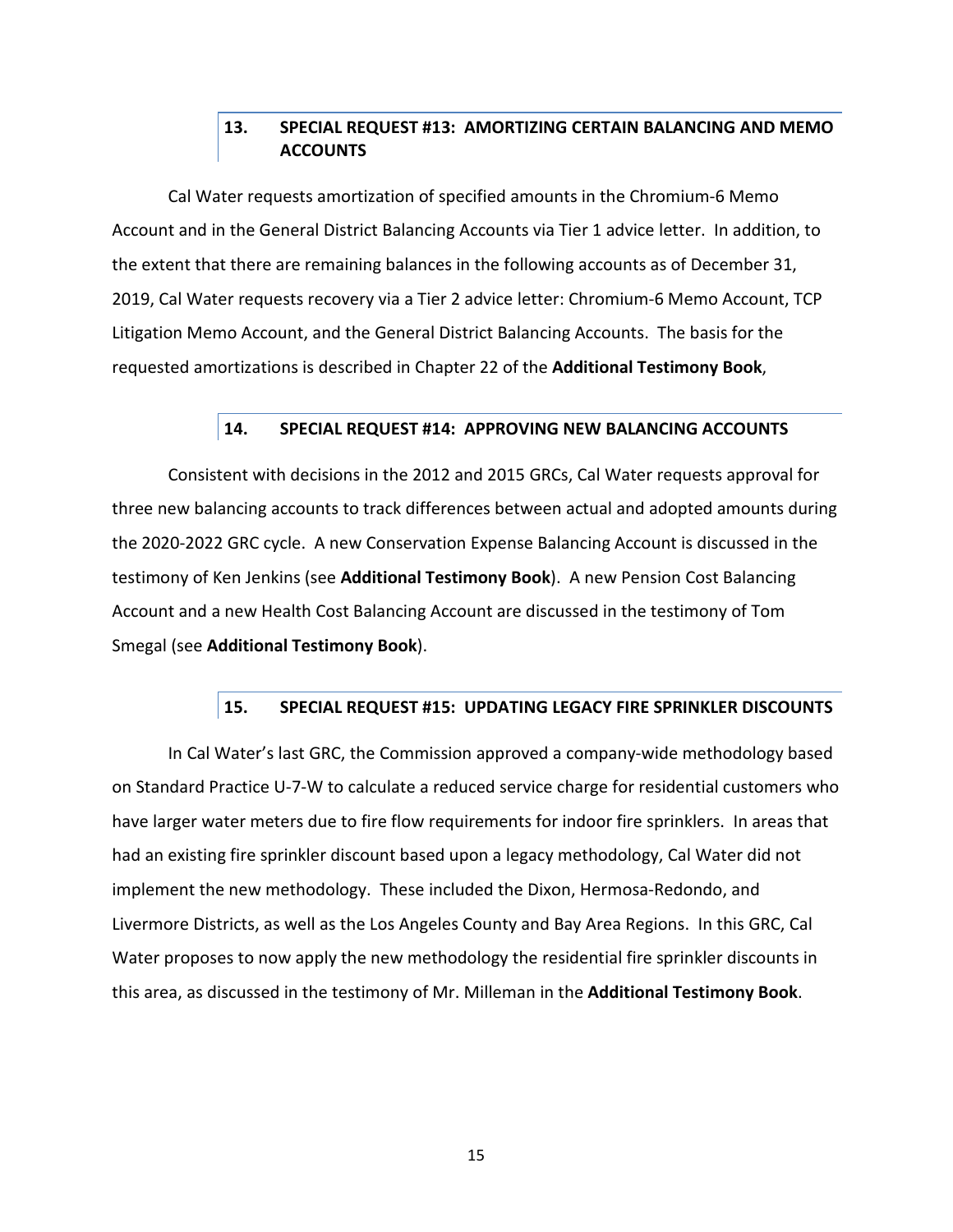## 13. SPECIAL REQUEST #13: AMORTIZING CERTAIN BALANCING AND MEMO ACCOUNTS

Cal Water requests amortization of specified amounts in the Chromium-6 Memo Account and in the General District Balancing Accounts via Tier 1 advice letter. In addition, to the extent that there are remaining balances in the following accounts as of December 31, 2019, Cal Water requests recovery via a Tier 2 advice letter: Chromium-6 Memo Account, TCP Litigation Memo Account, and the General District Balancing Accounts. The basis for the requested amortizations is described in Chapter 22 of the **Additional Testimony Book**,

## 14. SPECIAL REQUEST #14: APPROVING NEW BALANCING ACCOUNTS

Consistent with decisions in the 2012 and 2015 GRCs, Cal Water requests approval for three new balancing accounts to track differences between actual and adopted amounts during the 2020-2022 GRC cycle. A new Conservation Expense Balancing Account is discussed in the testimony of Ken Jenkins (see **Additional Testimony Book**). A new Pension Cost Balancing Account and a new Health Cost Balancing Account are discussed in the testimony of Tom Smegal (see **Additional Testimony Book**).

## 15. SPECIAL REQUEST #15: UPDATING LEGACY FIRE SPRINKLER DISCOUNTS

In Cal Water's last GRC, the Commission approved a company-wide methodology based on Standard Practice U-7-W to calculate a reduced service charge for residential customers who have larger water meters due to fire flow requirements for indoor fire sprinklers. In areas that had an existing fire sprinkler discount based upon a legacy methodology, Cal Water did not implement the new methodology. These included the Dixon, Hermosa-Redondo, and Livermore Districts, as well as the Los Angeles County and Bay Area Regions. In this GRC, Cal Water proposes to now apply the new methodology the residential fire sprinkler discounts in this area, as discussed in the testimony of Mr. Milleman in the **Additional Testimony Book**.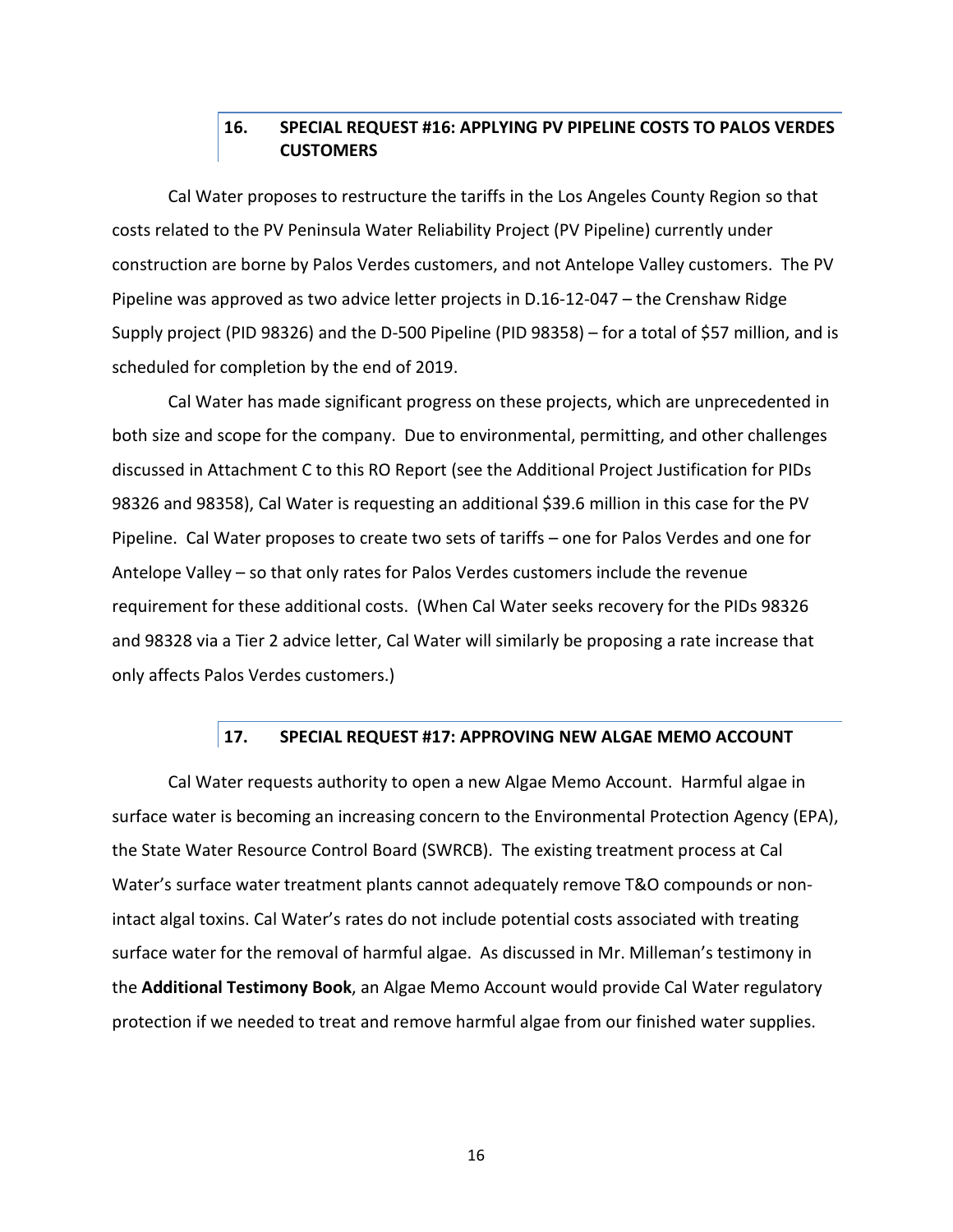## 16. SPECIAL REQUEST #16: APPLYING PV PIPELINE COSTS TO PALOS VERDES CUSTOMERS

Cal Water proposes to restructure the tariffs in the Los Angeles County Region so that costs related to the PV Peninsula Water Reliability Project (PV Pipeline) currently under construction are borne by Palos Verdes customers, and not Antelope Valley customers. The PV Pipeline was approved as two advice letter projects in D.16-12-047 – the Crenshaw Ridge Supply project (PID 98326) and the D-500 Pipeline (PID 98358) – for a total of $57 million, and is scheduled for completion by the end of 2019.

Cal Water has made significant progress on these projects, which are unprecedented in both size and scope for the company. Due to environmental, permitting, and other challenges discussed in Attachment C to this RO Report (see the Additional Project Justification for PIDs 98326 and 98358), Cal Water is requesting an additional $39.6 million in this case for the PV Pipeline. Cal Water proposes to create two sets of tariffs – one for Palos Verdes and one for Antelope Valley – so that only rates for Palos Verdes customers include the revenue requirement for these additional costs. (When Cal Water seeks recovery for the PIDs 98326 and 98328 via a Tier 2 advice letter, Cal Water will similarly be proposing a rate increase that only affects Palos Verdes customers.)

## 17. SPECIAL REQUEST #17: APPROVING NEW ALGAE MEMO ACCOUNT

Cal Water requests authority to open a new Algae Memo Account. Harmful algae in surface water is becoming an increasing concern to the Environmental Protection Agency (EPA), the State Water Resource Control Board (SWRCB). The existing treatment process at Cal Water's surface water treatment plants cannot adequately remove T&O compounds or non-intact algal toxins. Cal Water's rates do not include potential costs associated with treating surface water for the removal of harmful algae. As discussed in Mr. Milleman's testimony in the **Additional Testimony Book**, an Algae Memo Account would provide Cal Water regulatory protection if we needed to treat and remove harmful algae from our finished water supplies.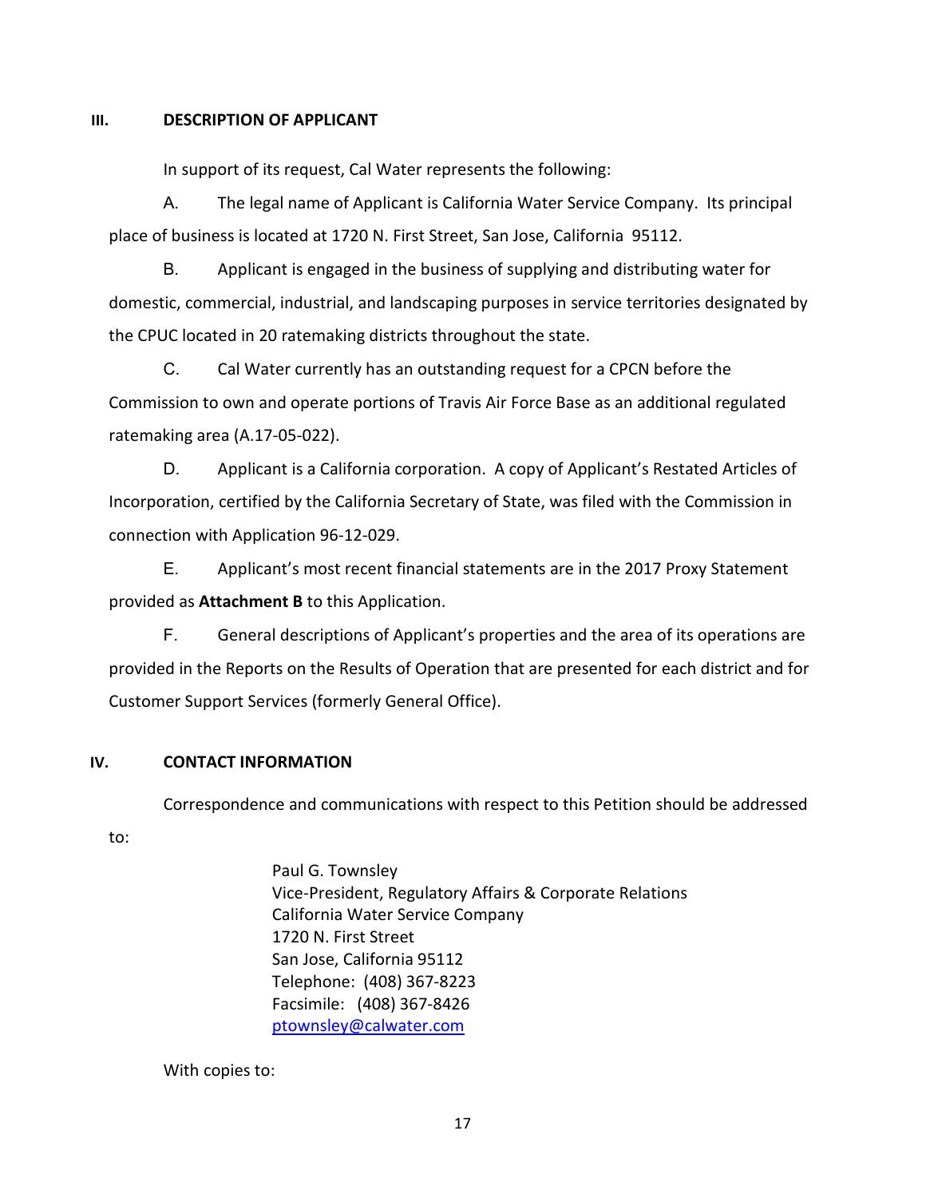## III. DESCRIPTION OF APPLICANT

In support of its request, Cal Water represents the following:

A. The legal name of Applicant is California Water Service Company. Its principal place of business is located at 1720 N. First Street, San Jose, California 95112.

B. Applicant is engaged in the business of supplying and distributing water for domestic, commercial, industrial, and landscaping purposes in service territories designated by the CPUC located in 20 ratemaking districts throughout the state.

C. Cal Water currently has an outstanding request for a CPCN before the Commission to own and operate portions of Travis Air Force Base as an additional regulated ratemaking area (A.17-05-022).

D. Applicant is a California corporation. A copy of Applicant's Restated Articles of Incorporation, certified by the California Secretary of State, was filed with the Commission in connection with Application 96-12-029.

E. Applicant's most recent financial statements are in the 2017 Proxy Statement provided as **Attachment B** to this Application.

F. General descriptions of Applicant's properties and the area of its operations are provided in the Reports on the Results of Operation that are presented for each district and for Customer Support Services (formerly General Office).

## IV. CONTACT INFORMATION

Correspondence and communications with respect to this Petition should be addressed to:

Paul G. Townsley
Vice-President, Regulatory Affairs & Corporate Relations
California Water Service Company
1720 N. First Street
San Jose, California 95112
Telephone: (408) 367-8223
Facsimile: (408) 367-8426
ptownsley@calwater.com

With copies to: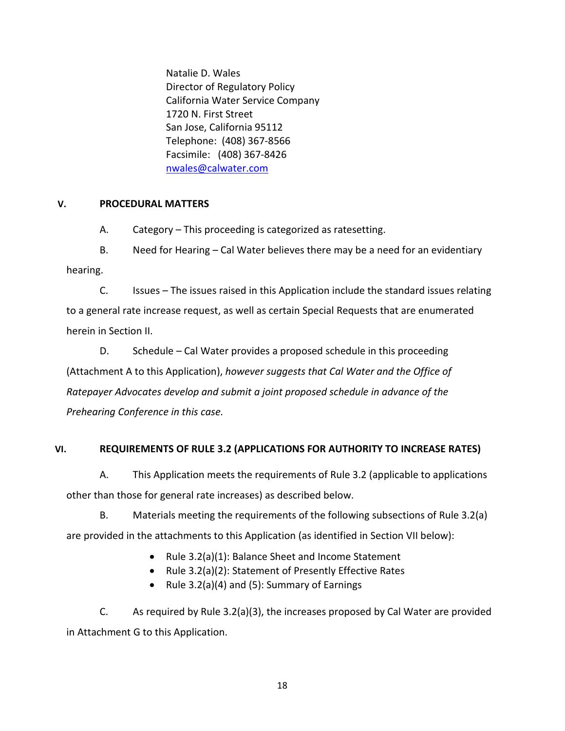Natalie D. Wales
Director of Regulatory Policy
California Water Service Company
1720 N. First Street
San Jose, California 95112
Telephone: (408) 367-8566
Facsimile: (408) 367-8426
nwales@calwater.com

## V. PROCEDURAL MATTERS

A. Category – This proceeding is categorized as ratesetting.

B. Need for Hearing – Cal Water believes there may be a need for an evidentiary hearing.

C. Issues – The issues raised in this Application include the standard issues relating to a general rate increase request, as well as certain Special Requests that are enumerated herein in Section II.

D. Schedule – Cal Water provides a proposed schedule in this proceeding (Attachment A to this Application), *however suggests that Cal Water and the Office of Ratepayer Advocates develop and submit a joint proposed schedule in advance of the Prehearing Conference in this case.*

## VI. REQUIREMENTS OF RULE 3.2 (APPLICATIONS FOR AUTHORITY TO INCREASE RATES)

A. This Application meets the requirements of Rule 3.2 (applicable to applications other than those for general rate increases) as described below.

B. Materials meeting the requirements of the following subsections of Rule 3.2(a) are provided in the attachments to this Application (as identified in Section VII below):

- Rule 3.2(a)(1): Balance Sheet and Income Statement
- Rule 3.2(a)(2): Statement of Presently Effective Rates
- Rule 3.2(a)(4) and (5): Summary of Earnings

C. As required by Rule 3.2(a)(3), the increases proposed by Cal Water are provided in Attachment G to this Application.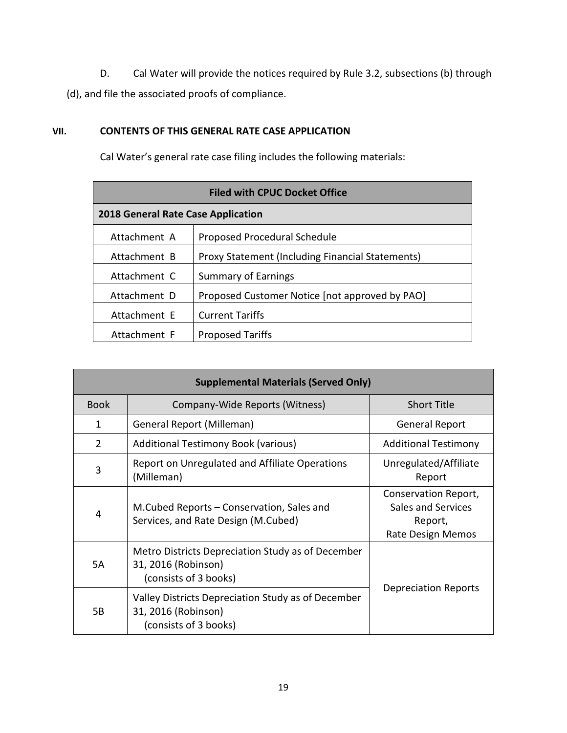D. Cal Water will provide the notices required by Rule 3.2, subsections (b) through (d), and file the associated proofs of compliance.

## VII. CONTENTS OF THIS GENERAL RATE CASE APPLICATION

Cal Water's general rate case filing includes the following materials:

| Filed with CPUC Docket Office | |
|---|---|
| **2018 General Rate Case Application** | |
| Attachment A | Proposed Procedural Schedule |
| Attachment B | Proxy Statement (Including Financial Statements) |
| Attachment C | Summary of Earnings |
| Attachment D | Proposed Customer Notice [not approved by PAO] |
| Attachment E | Current Tariffs |
| Attachment F | Proposed Tariffs |

| Supplemental Materials (Served Only) | | |
|---|---|---|
| Book | Company-Wide Reports (Witness) | Short Title |
| 1 | General Report (Milleman) | General Report |
| 2 | Additional Testimony Book (various) | Additional Testimony |
| 3 | Report on Unregulated and Affiliate Operations (Milleman) | Unregulated/Affiliate Report |
| 4 | M.Cubed Reports – Conservation, Sales and Services, and Rate Design (M.Cubed) | Conservation Report, Sales and Services Report, Rate Design Memos |
| 5A | Metro Districts Depreciation Study as of December 31, 2016 (Robinson) (consists of 3 books) | Depreciation Reports |
| 5B | Valley Districts Depreciation Study as of December 31, 2016 (Robinson) (consists of 3 books) | |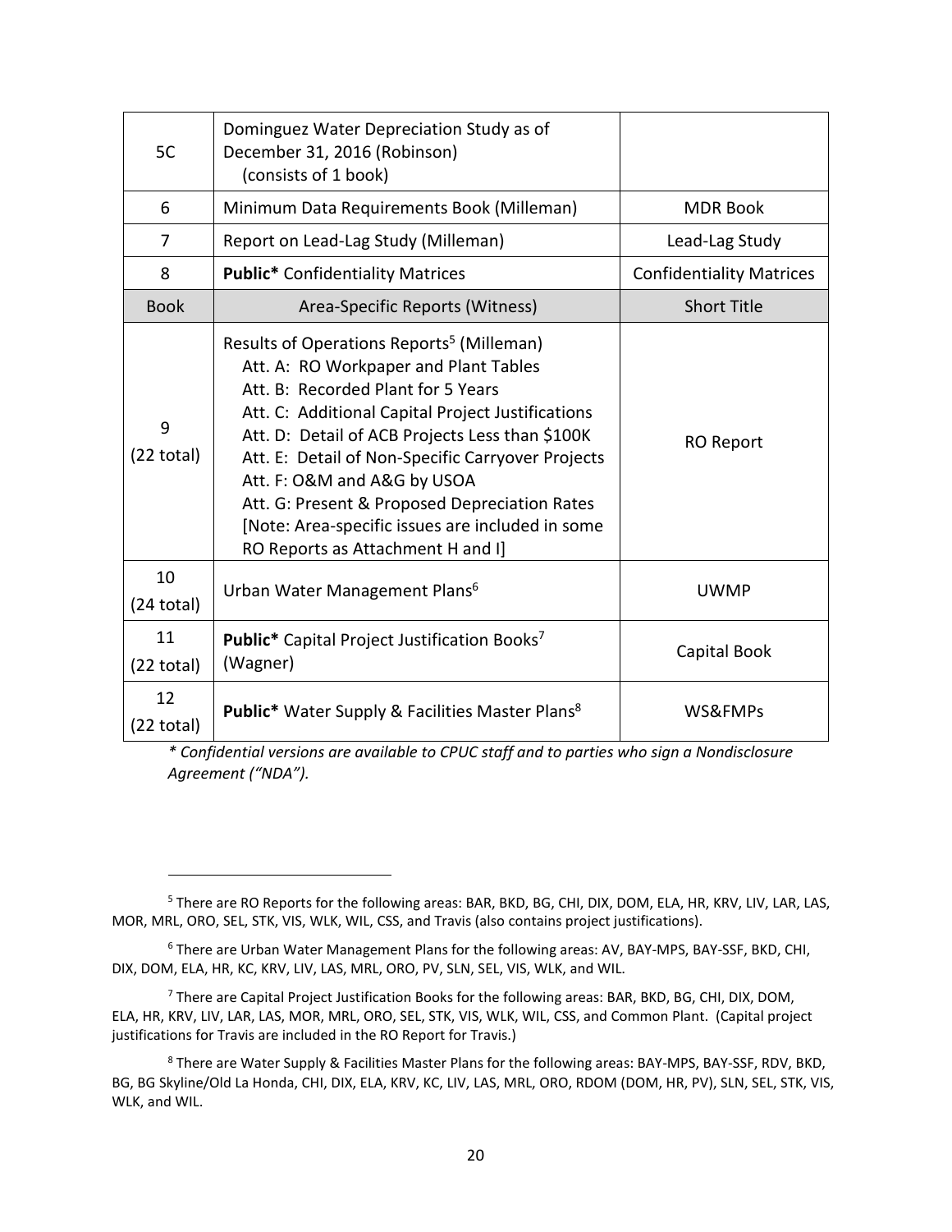| | | |
|---|---|---|
| 5C | Dominguez Water Depreciation Study as of December 31, 2016 (Robinson)<br>(consists of 1 book) | |
| 6 | Minimum Data Requirements Book (Milleman) | MDR Book |
| 7 | Report on Lead-Lag Study (Milleman) | Lead-Lag Study |
| 8 | **Public*** Confidentiality Matrices | Confidentiality Matrices |
| Book | Area-Specific Reports (Witness) | Short Title |
| 9<br>(22 total) | Results of Operations Reports[5] (Milleman)<br>Att. A: RO Workpaper and Plant Tables<br>Att. B: Recorded Plant for 5 Years<br>Att. C: Additional Capital Project Justifications<br>Att. D: Detail of ACB Projects Less than $100K<br>Att. E: Detail of Non-Specific Carryover Projects<br>Att. F: O&M and A&G by USOA<br>Att. G: Present & Proposed Depreciation Rates<br>[Note: Area-specific issues are included in some RO Reports as Attachment H and I] | RO Report |
| 10<br>(24 total) | Urban Water Management Plans[6] | UWMP |
| 11<br>(22 total) | **Public*** Capital Project Justification Books[7] (Wagner) | Capital Book |
| 12<br>(22 total) | **Public*** Water Supply & Facilities Master Plans[8] | WS&FMPs |

*\* Confidential versions are available to CPUC staff and to parties who sign a Nondisclosure Agreement ("NDA").*

[5] There are RO Reports for the following areas: BAR, BKD, BG, CHI, DIX, DOM, ELA, HR, KRV, LIV, LAR, LAS, MOR, MRL, ORO, SEL, STK, VIS, WLK, WIL, CSS, and Travis (also contains project justifications).

[6] There are Urban Water Management Plans for the following areas: AV, BAY-MPS, BAY-SSF, BKD, CHI, DIX, DOM, ELA, HR, KC, KRV, LIV, LAS, MRL, ORO, PV, SLN, SEL, VIS, WLK, and WIL.

[7] There are Capital Project Justification Books for the following areas: BAR, BKD, BG, CHI, DIX, DOM, ELA, HR, KRV, LIV, LAR, LAS, MOR, MRL, ORO, SEL, STK, VIS, WLK, WIL, CSS, and Common Plant. (Capital project justifications for Travis are included in the RO Report for Travis.)

[8] There are Water Supply & Facilities Master Plans for the following areas: BAY-MPS, BAY-SSF, RDV, BKD, BG, BG Skyline/Old La Honda, CHI, DIX, ELA, KRV, KC, LIV, LAS, MRL, ORO, RDOM (DOM, HR, PV), SLN, SEL, STK, VIS, WLK, and WIL.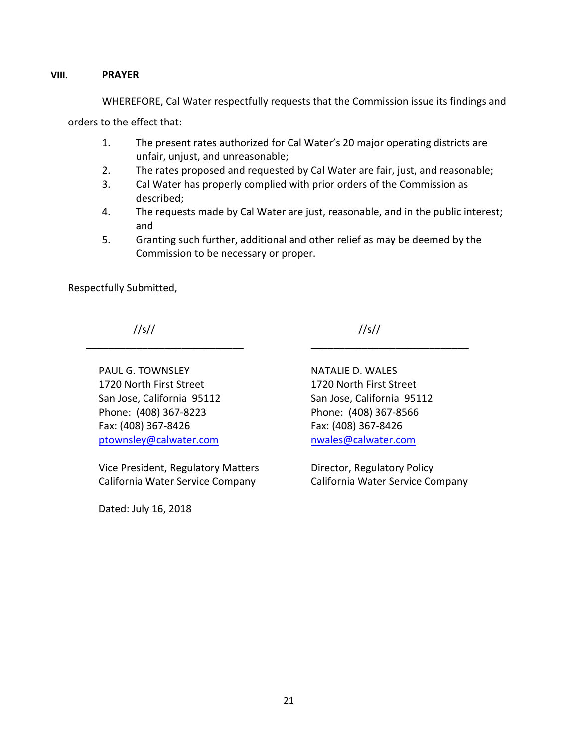## VIII. PRAYER

WHEREFORE, Cal Water respectfully requests that the Commission issue its findings and orders to the effect that:

1. The present rates authorized for Cal Water's 20 major operating districts are unfair, unjust, and unreasonable;
2. The rates proposed and requested by Cal Water are fair, just, and reasonable;
3. Cal Water has properly complied with prior orders of the Commission as described;
4. The requests made by Cal Water are just, reasonable, and in the public interest; and
5. Granting such further, additional and other relief as may be deemed by the Commission to be necessary or proper.

Respectfully Submitted,

//s//

\_\_\_\_\_\_\_\_\_\_\_\_\_\_\_\_\_\_\_\_\_\_\_\_\_\_\_\_

PAUL G. TOWNSLEY
1720 North First Street
San Jose, California 95112
Phone: (408) 367-8223
Fax: (408) 367-8426
ptownsley@calwater.com

Vice President, Regulatory Matters
California Water Service Company

//s//

\_\_\_\_\_\_\_\_\_\_\_\_\_\_\_\_\_\_\_\_\_\_\_\_\_\_\_\_

NATALIE D. WALES
1720 North First Street
San Jose, California 95112
Phone: (408) 367-8566
Fax: (408) 367-8426
nwales@calwater.com

Director, Regulatory Policy
California Water Service Company

Dated: July 16, 2018